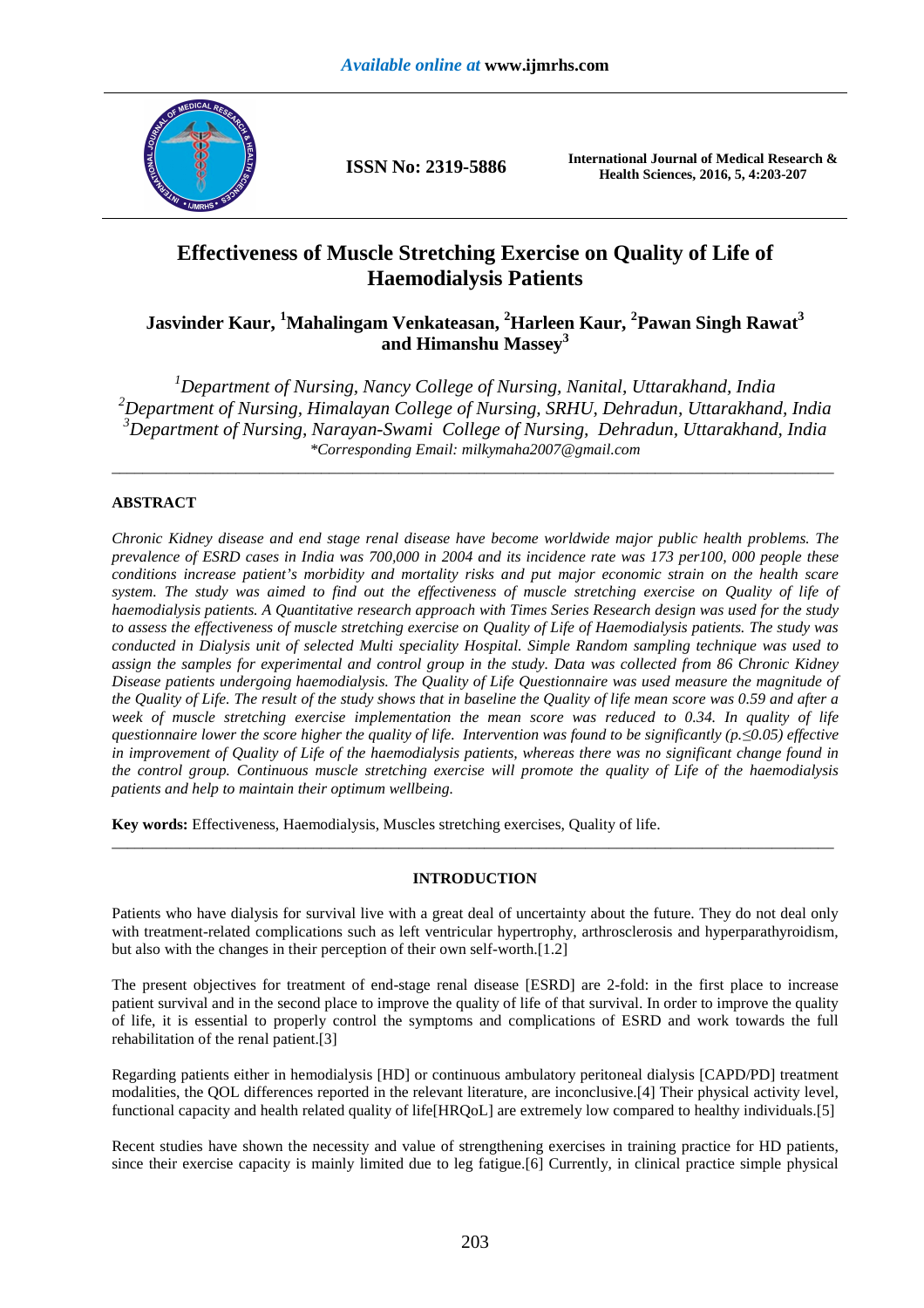# Effectiveness of Muscle Stretching Exercise on Quality of Life of Haemodialysis Patients

**Jasvinder Kaur, [1]Mahalingam Venkateasan, [2]Harleen Kaur, [2]Pawan Singh Rawat[3] and Himanshu Massey[3]**

*[1]Department of Nursing, Nancy College of Nursing, Nanital, Uttarakhand, India*
*[2]Department of Nursing, Himalayan College of Nursing, SRHU, Dehradun, Uttarakhand, India*
*[3]Department of Nursing, Narayan-Swami College of Nursing, Dehradun, Uttarakhand, India*
*\*Corresponding Email: milkymaha2007@gmail.com*

## ABSTRACT

*Chronic Kidney disease and end stage renal disease have become worldwide major public health problems. The prevalence of ESRD cases in India was 700,000 in 2004 and its incidence rate was 173 per100, 000 people these conditions increase patient's morbidity and mortality risks and put major economic strain on the health scare system. The study was aimed to find out the effectiveness of muscle stretching exercise on Quality of life of haemodialysis patients. A Quantitative research approach with Times Series Research design was used for the study to assess the effectiveness of muscle stretching exercise on Quality of Life of Haemodialysis patients. The study was conducted in Dialysis unit of selected Multi speciality Hospital. Simple Random sampling technique was used to assign the samples for experimental and control group in the study. Data was collected from 86 Chronic Kidney Disease patients undergoing haemodialysis. The Quality of Life Questionnaire was used measure the magnitude of the Quality of Life. The result of the study shows that in baseline the Quality of life mean score was 0.59 and after a week of muscle stretching exercise implementation the mean score was reduced to 0.34. In quality of life questionnaire lower the score higher the quality of life. Intervention was found to be significantly ($p.\leq0.05$) effective in improvement of Quality of Life of the haemodialysis patients, whereas there was no significant change found in the control group. Continuous muscle stretching exercise will promote the quality of Life of the haemodialysis patients and help to maintain their optimum wellbeing.*

**Key words:** Effectiveness, Haemodialysis, Muscles stretching exercises, Quality of life.

## INTRODUCTION

Patients who have dialysis for survival live with a great deal of uncertainty about the future. They do not deal only with treatment-related complications such as left ventricular hypertrophy, arthrosclerosis and hyperparathyroidism, but also with the changes in their perception of their own self-worth.[1.2]

The present objectives for treatment of end-stage renal disease [ESRD] are 2-fold: in the first place to increase patient survival and in the second place to improve the quality of life of that survival. In order to improve the quality of life, it is essential to properly control the symptoms and complications of ESRD and work towards the full rehabilitation of the renal patient.[3]

Regarding patients either in hemodialysis [HD] or continuous ambulatory peritoneal dialysis [CAPD/PD] treatment modalities, the QOL differences reported in the relevant literature, are inconclusive.[4] Their physical activity level, functional capacity and health related quality of life[HRQoL] are extremely low compared to healthy individuals.[5]

Recent studies have shown the necessity and value of strengthening exercises in training practice for HD patients, since their exercise capacity is mainly limited due to leg fatigue.[6] Currently, in clinical practice simple physical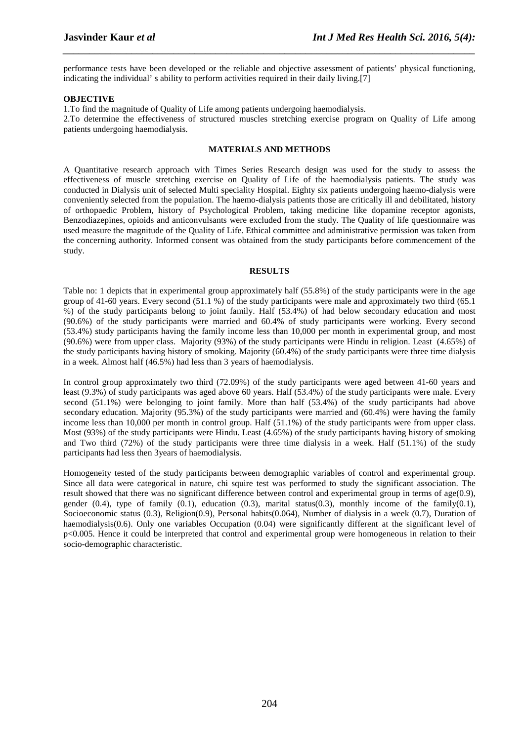performance tests have been developed or the reliable and objective assessment of patients' physical functioning, indicating the individual' s ability to perform activities required in their daily living.[7]

**OBJECTIVE**

1.To find the magnitude of Quality of Life among patients undergoing haemodialysis.
2.To determine the effectiveness of structured muscles stretching exercise program on Quality of Life among patients undergoing haemodialysis.

## MATERIALS AND METHODS

A Quantitative research approach with Times Series Research design was used for the study to assess the effectiveness of muscle stretching exercise on Quality of Life of the haemodialysis patients. The study was conducted in Dialysis unit of selected Multi speciality Hospital. Eighty six patients undergoing haemo-dialysis were conveniently selected from the population. The haemo-dialysis patients those are critically ill and debilitated, history of orthopaedic Problem, history of Psychological Problem, taking medicine like dopamine receptor agonists, Benzodiazepines, opioids and anticonvulsants were excluded from the study. The Quality of life questionnaire was used measure the magnitude of the Quality of Life. Ethical committee and administrative permission was taken from the concerning authority. Informed consent was obtained from the study participants before commencement of the study.

## RESULTS

Table no: 1 depicts that in experimental group approximately half (55.8%) of the study participants were in the age group of 41-60 years. Every second (51.1 %) of the study participants were male and approximately two third (65.1 %) of the study participants belong to joint family. Half (53.4%) of had below secondary education and most (90.6%) of the study participants were married and 60.4% of study participants were working. Every second (53.4%) study participants having the family income less than 10,000 per month in experimental group, and most (90.6%) were from upper class. Majority (93%) of the study participants were Hindu in religion. Least (4.65%) of the study participants having history of smoking. Majority (60.4%) of the study participants were three time dialysis in a week. Almost half (46.5%) had less than 3 years of haemodialysis.

In control group approximately two third (72.09%) of the study participants were aged between 41-60 years and least (9.3%) of study participants was aged above 60 years. Half (53.4%) of the study participants were male. Every second (51.1%) were belonging to joint family. More than half (53.4%) of the study participants had above secondary education. Majority (95.3%) of the study participants were married and (60.4%) were having the family income less than 10,000 per month in control group. Half (51.1%) of the study participants were from upper class. Most (93%) of the study participants were Hindu. Least (4.65%) of the study participants having history of smoking and Two third (72%) of the study participants were three time dialysis in a week. Half (51.1%) of the study participants had less then 3years of haemodialysis.

Homogeneity tested of the study participants between demographic variables of control and experimental group. Since all data were categorical in nature, chi squire test was performed to study the significant association. The result showed that there was no significant difference between control and experimental group in terms of age(0.9), gender (0.4), type of family (0.1), education (0.3), marital status(0.3), monthly income of the family(0.1), Socioeconomic status (0.3), Religion(0.9), Personal habits(0.064), Number of dialysis in a week (0.7), Duration of haemodialysis(0.6). Only one variables Occupation (0.04) were significantly different at the significant level of $p<0.005$. Hence it could be interpreted that control and experimental group were homogeneous in relation to their socio-demographic characteristic.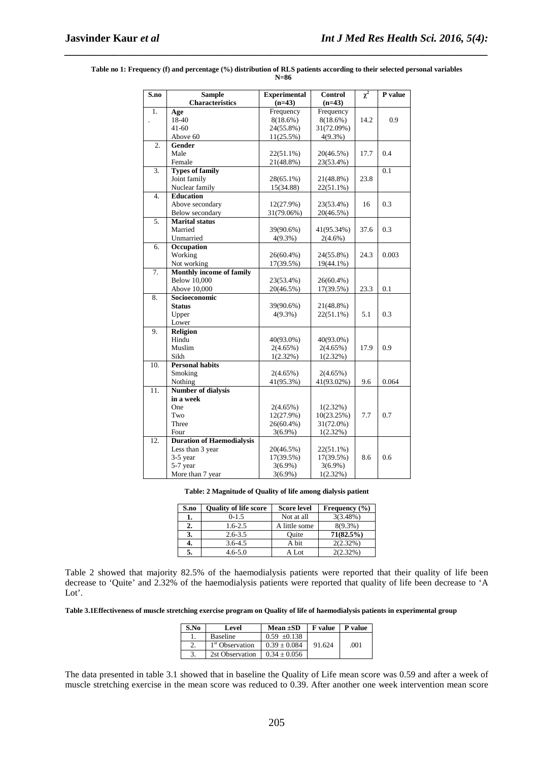**Table no 1: Frequency (f) and percentage (%) distribution of RLS patients according to their selected personal variables N=86**

| S.no | Sample Characteristics | Experimental (n=43) | Control (n=43) | $\chi^2$ | P value |
|---|---|---|---|---|---|
| 1. | **Age** | Frequency | Frequency | | |
| | 18-40 | 8(18.6%) | 8(18.6%) | 14.2 | 0.9 |
| | 41-60 | 24(55.8%) | 31(72.09%) | | |
| | Above 60 | 11(25.5%) | 4(9.3%) | | |
| 2. | **Gender** | | | | |
| | Male | 22(51.1%) | 20(46.5%) | 17.7 | 0.4 |
| | Female | 21(48.8%) | 23(53.4%) | | |
| 3. | **Types of family** | | | | 0.1 |
| | Joint family | 28(65.1%) | 21(48.8%) | 23.8 | |
| | Nuclear family | 15(34.88) | 22(51.1%) | | |
| 4. | **Education** | | | | |
| | Above secondary | 12(27.9%) | 23(53.4%) | 16 | 0.3 |
| | Below secondary | 31(79.06%) | 20(46.5%) | | |
| 5. | **Marital status** | | | | |
| | Married | 39(90.6%) | 41(95.34%) | 37.6 | 0.3 |
| | Unmarried | 4(9.3%) | 2(4.6%) | | |
| 6. | **Occupation** | | | | |
| | Working | 26(60.4%) | 24(55.8%) | 24.3 | 0.003 |
| | Not working | 17(39.5%) | 19(44.1%) | | |
| 7. | **Monthly income of family** | | | | |
| | Below 10,000 | 23(53.4%) | 26(60.4%) | | |
| | Above 10,000 | 20(46.5%) | 17(39.5%) | 23.3 | 0.1 |
| 8. | **Socioeconomic Status** | | | | |
| | Upper | 39(90.6%) | 21(48.8%) | | |
| | Lower | 4(9.3%) | 22(51.1%) | 5.1 | 0.3 |
| 9. | **Religion** | | | | |
| | Hindu | 40(93.0%) | 40(93.0%) | | |
| | Muslim | 2(4.65%) | 2(4.65%) | 17.9 | 0.9 |
| | Sikh | 1(2.32%) | 1(2.32%) | | |
| 10. | **Personal habits** | | | | |
| | Smoking | 2(4.65%) | 2(4.65%) | | |
| | Nothing | 41(95.3%) | 41(93.02%) | 9.6 | 0.064 |
| 11. | **Number of dialysis in a week** | | | | |
| | One | 2(4.65%) | 1(2.32%) | | |
| | Two | 12(27.9%) | 10(23.25%) | 7.7 | 0.7 |
| | Three | 26(60.4%) | 31(72.0%) | | |
| | Four | 3(6.9%) | 1(2.32%) | | |
| 12. | **Duration of Haemodialysis** | | | | |
| | Less than 3 year | 20(46.5%) | 22(51.1%) | | |
| | 3-5 year | 17(39.5%) | 17(39.5%) | 8.6 | 0.6 |
| | 5-7 year | 3(6.9%) | 3(6.9%) | | |
| | More than 7 year | 3(6.9%) | 1(2.32%) | | |

**Table: 2 Magnitude of Quality of life among dialysis patient**

| S.no | Quality of life score | Score level | Frequency (%) |
|---|---|---|---|
| **1.** | 0-1.5 | Not at all | 3(3.48%) |
| **2.** | 1.6-2.5 | A little some | 8(9.3%) |
| **3.** | 2.6-3.5 | Quite | **71(82.5%)** |
| **4.** | 3.6-4.5 | A bit | 2(2.32%) |
| **5.** | 4.6-5.0 | A Lot | 2(2.32%) |

Table 2 showed that majority 82.5% of the haemodialysis patients were reported that their quality of life been decrease to 'Quite' and 2.32% of the haemodialysis patients were reported that quality of life been decrease to 'A Lot'.

**Table 3.1Effectiveness of muscle stretching exercise program on Quality of life of haemodialysis patients in experimental group**

| S.No | Level | Mean ±SD | F value | P value |
|---|---|---|---|---|
| 1. | Baseline | 0.59 ±0.138 | | |
| 2. | 1st Observation | 0.39 ± 0.084 | 91.624 | .001 |
| 3. | 2st Observation | 0.34 ± 0.056 | | |

The data presented in table 3.1 showed that in baseline the Quality of Life mean score was 0.59 and after a week of muscle stretching exercise in the mean score was reduced to 0.39. After another one week intervention mean score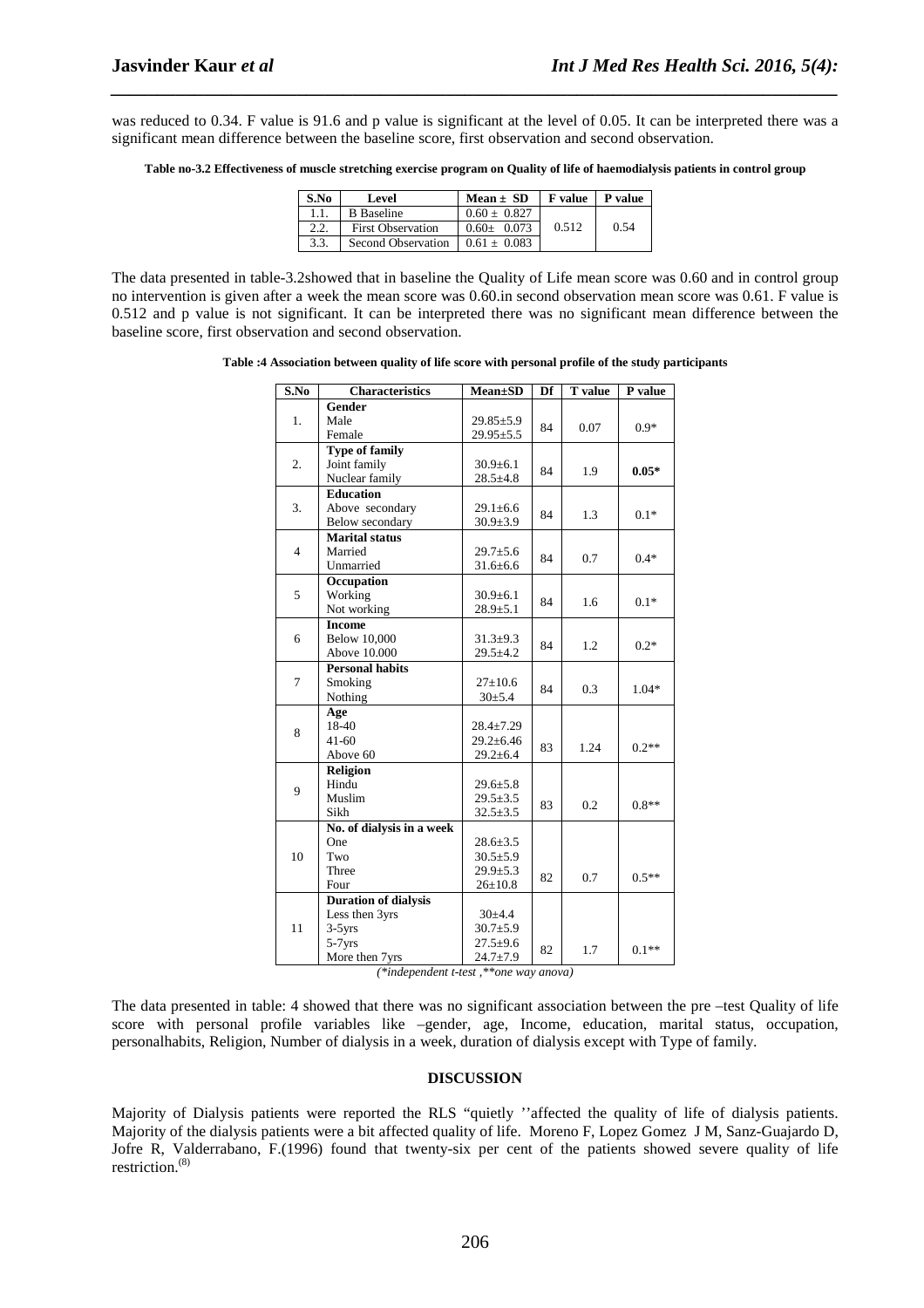was reduced to 0.34. F value is 91.6 and p value is significant at the level of 0.05. It can be interpreted there was a significant mean difference between the baseline score, first observation and second observation.

**Table no-3.2 Effectiveness of muscle stretching exercise program on Quality of life of haemodialysis patients in control group**

| S.No | Level | Mean ± SD | F value | P value |
|---|---|---|---|---|
| 1.1. | B Baseline | 0.60 ± 0.827 | 0.512 | 0.54 |
| 2.2. | First Observation | 0.60± 0.073 | | |
| 3.3. | Second Observation | 0.61 ± 0.083 | | |

The data presented in table-3.2showed that in baseline the Quality of Life mean score was 0.60 and in control group no intervention is given after a week the mean score was 0.60.in second observation mean score was 0.61. F value is 0.512 and p value is not significant. It can be interpreted there was no significant mean difference between the baseline score, first observation and second observation.

**Table :4 Association between quality of life score with personal profile of the study participants**

| S.No | Characteristics | Mean±SD | Df | T value | P value |
|---|---|---|---|---|---|
| 1. | **Gender** | | | | |
| | Male | 29.85±5.9 | 84 | 0.07 | 0.9* |
| | Female | 29.95±5.5 | | | |
| 2. | **Type of family** | | | | |
| | Joint family | 30.9±6.1 | 84 | 1.9 | **0.05*** |
| | Nuclear family | 28.5±4.8 | | | |
| 3. | **Education** | | | | |
| | Above secondary | 29.1±6.6 | 84 | 1.3 | 0.1* |
| | Below secondary | 30.9±3.9 | | | |
| 4 | **Marital status** | | | | |
| | Married | 29.7±5.6 | 84 | 0.7 | 0.4* |
| | Unmarried | 31.6±6.6 | | | |
| 5 | **Occupation** | | | | |
| | Working | 30.9±6.1 | 84 | 1.6 | 0.1* |
| | Not working | 28.9±5.1 | | | |
| 6 | **Income** | | | | |
| | Below 10,000 | 31.3±9.3 | 84 | 1.2 | 0.2* |
| | Above 10.000 | 29.5±4.2 | | | |
| 7 | **Personal habits** | | | | |
| | Smoking | 27±10.6 | 84 | 0.3 | 1.04* |
| | Nothing | 30±5.4 | | | |
| 8 | **Age** | | | | |
| | 18-40 | 28.4±7.29 | 83 | 1.24 | 0.2** |
| | 41-60 | 29.2±6.46 | | | |
| | Above 60 | 29.2±6.4 | | | |
| 9 | **Religion** | | | | |
| | Hindu | 29.6±5.8 | 83 | 0.2 | 0.8** |
| | Muslim | 29.5±3.5 | | | |
| | Sikh | 32.5±3.5 | | | |
| 10 | **No. of dialysis in a week** | | | | |
| | One | 28.6±3.5 | 82 | 0.7 | 0.5** |
| | Two | 30.5±5.9 | | | |
| | Three | 29.9±5.3 | | | |
| | Four | 26±10.8 | | | |
| 11 | **Duration of dialysis** | | | | |
| | Less then 3yrs | 30±4.4 | 82 | 1.7 | 0.1** |
| | 3-5yrs | 30.7±5.9 | | | |
| | 5-7yrs | 27.5±9.6 | | | |
| | More then 7yrs | 24.7±7.9 | | | |

*(\*independent t-test ,\*\*one way anova)*

The data presented in table: 4 showed that there was no significant association between the pre –test Quality of life score with personal profile variables like –gender, age, Income, education, marital status, occupation, personalhabits, Religion, Number of dialysis in a week, duration of dialysis except with Type of family.

## DISCUSSION

Majority of Dialysis patients were reported the RLS "quietly ''affected the quality of life of dialysis patients. Majority of the dialysis patients were a bit affected quality of life. Moreno F, Lopez Gomez J M, Sanz-Guajardo D, Jofre R, Valderrabano, F.(1996) found that twenty-six per cent of the patients showed severe quality of life restriction.[8]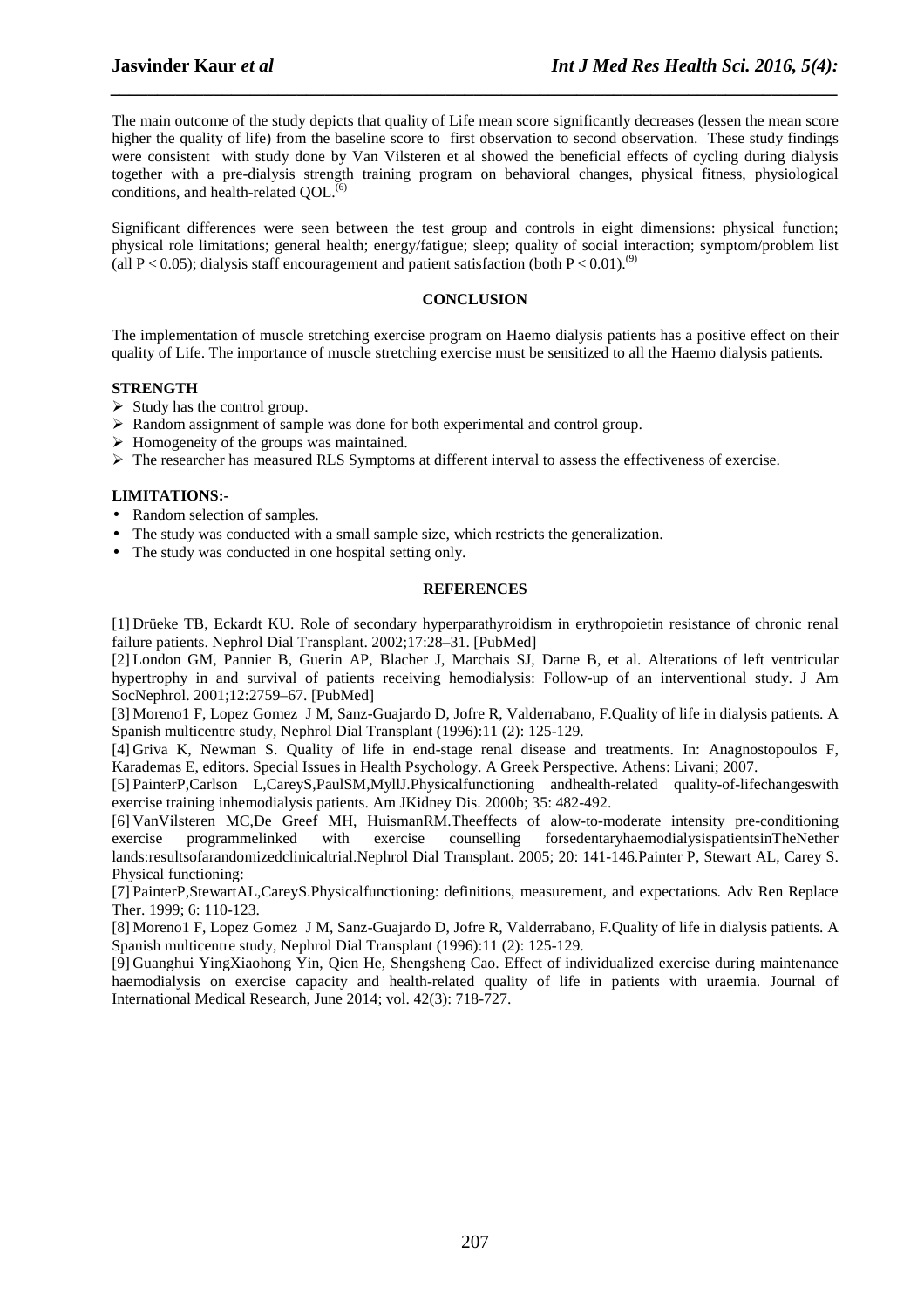The main outcome of the study depicts that quality of Life mean score significantly decreases (lessen the mean score higher the quality of life) from the baseline score to first observation to second observation. These study findings were consistent with study done by Van Vilsteren et al showed the beneficial effects of cycling during dialysis together with a pre-dialysis strength training program on behavioral changes, physical fitness, physiological conditions, and health-related QOL.[6]

Significant differences were seen between the test group and controls in eight dimensions: physical function; physical role limitations; general health; energy/fatigue; sleep; quality of social interaction; symptom/problem list (all $P < 0.05$); dialysis staff encouragement and patient satisfaction (both $P < 0.01$).[9]

## CONCLUSION

The implementation of muscle stretching exercise program on Haemo dialysis patients has a positive effect on their quality of Life. The importance of muscle stretching exercise must be sensitized to all the Haemo dialysis patients.

### STRENGTH

- Study has the control group.
- Random assignment of sample was done for both experimental and control group.
- Homogeneity of the groups was maintained.
- The researcher has measured RLS Symptoms at different interval to assess the effectiveness of exercise.

### LIMITATIONS:-

- Random selection of samples.
- The study was conducted with a small sample size, which restricts the generalization.
- The study was conducted in one hospital setting only.

## REFERENCES

[1] Drüeke TB, Eckardt KU. Role of secondary hyperparathyroidism in erythropoietin resistance of chronic renal failure patients. Nephrol Dial Transplant. 2002;17:28–31. [PubMed]

[2] London GM, Pannier B, Guerin AP, Blacher J, Marchais SJ, Darne B, et al. Alterations of left ventricular hypertrophy in and survival of patients receiving hemodialysis: Follow-up of an interventional study. J Am SocNephrol. 2001;12:2759–67. [PubMed]

[3] Moreno1 F, Lopez Gomez J M, Sanz-Guajardo D, Jofre R, Valderrabano, F.Quality of life in dialysis patients. A Spanish multicentre study, Nephrol Dial Transplant (1996):11 (2): 125-129.

[4] Griva K, Newman S. Quality of life in end-stage renal disease and treatments. In: Anagnostopoulos F, Karademas E, editors. Special Issues in Health Psychology. A Greek Perspective. Athens: Livani; 2007.

[5] PainterP,Carlson L,CareyS,PaulSM,MyllJ.Physicalfunctioning andhealth-related quality-of-lifechangeswith exercise training inhemodialysis patients. Am JKidney Dis. 2000b; 35: 482-492.

[6] VanVilsteren MC,De Greef MH, HuismanRM.Theeffects of alow-to-moderate intensity pre-conditioning exercise programmelinked with exercise counselling forsedentaryhaemodialysispatientsinTheNether lands:resultsofarandomizedclinicaltrial.Nephrol Dial Transplant. 2005; 20: 141-146.Painter P, Stewart AL, Carey S. Physical functioning:

[7] PainterP,StewartAL,CareyS.Physicalfunctioning: definitions, measurement, and expectations. Adv Ren Replace Ther. 1999; 6: 110-123.

[8] Moreno1 F, Lopez Gomez J M, Sanz-Guajardo D, Jofre R, Valderrabano, F.Quality of life in dialysis patients. A Spanish multicentre study, Nephrol Dial Transplant (1996):11 (2): 125-129.

[9] Guanghui YingXiaohong Yin, Qien He, Shengsheng Cao. Effect of individualized exercise during maintenance haemodialysis on exercise capacity and health-related quality of life in patients with uraemia. Journal of International Medical Research, June 2014; vol. 42(3): 718-727.